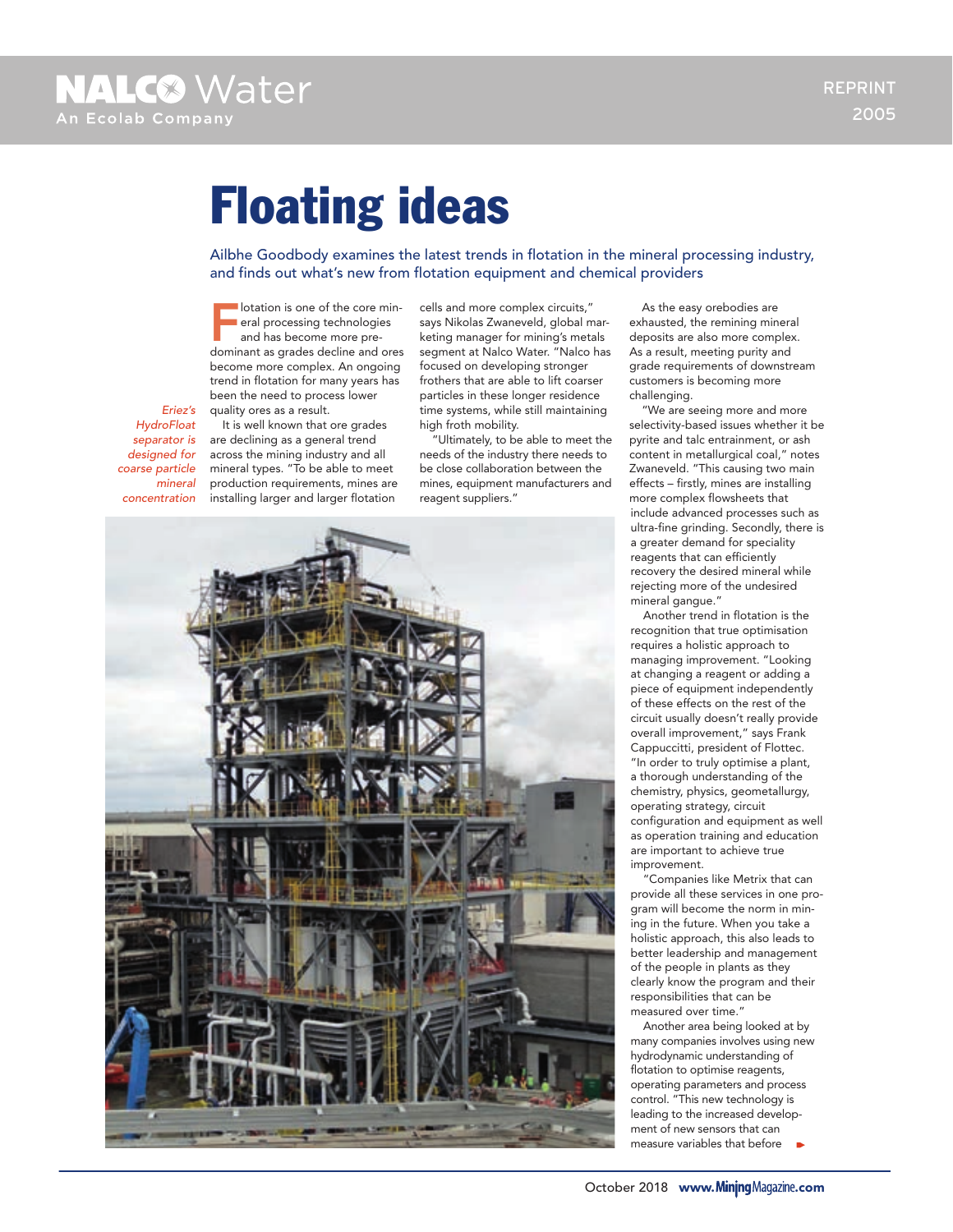# Floating ideas

Ailbhe Goodbody examines the latest trends in flotation in the mineral processing industry, and finds out what's new from flotation equipment and chemical providers

Flotation is one of the core mineral processing technologies and has become more predominant as grades decline and ores become more complex. An ongoing trend in flotation for many years has been the need to process lower quality ores as a result.

It is well known that ore grades are declining as a general trend across the mining industry and all mineral types. "To be able to meet production requirements, mines are installing larger and larger flotation cells and more complex circuits," says Nikolas Zwaneveld, global marketing manager for mining's metals segment at Nalco Water. "Nalco has focused on developing stronger frothers that are able to lift coarser particles in these longer residence time systems, while still maintaining high froth mobility.

"Ultimately, to be able to meet the needs of the industry there needs to be close collaboration between the mines, equipment manufacturers and reagent suppliers."

*Eriez's HydroFloat separator is designed for coarse particle mineral concentration*

As the easy orebodies are exhausted, the remining mineral deposits are also more complex. As a result, meeting purity and grade requirements of downstream customers is becoming more challenging.

"We are seeing more and more selectivity-based issues whether it be pyrite and talc entrainment, or ash content in metallurgical coal," notes Zwaneveld. "This causing two main effects – firstly, mines are installing more complex flowsheets that include advanced processes such as ultra-fine grinding. Secondly, there is a greater demand for speciality reagents that can efficiently recovery the desired mineral while rejecting more of the undesired mineral gangue."

Another trend in flotation is the recognition that true optimisation requires a holistic approach to managing improvement. "Looking at changing a reagent or adding a piece of equipment independently of these effects on the rest of the circuit usually doesn't really provide overall improvement," says Frank Cappuccitti, president of Flottec. "In order to truly optimise a plant, a thorough understanding of the chemistry, physics, geometallurgy, operating strategy, circuit configuration and equipment as well as operation training and education are important to achieve true improvement.

"Companies like Metrix that can provide all these services in one program will become the norm in mining in the future. When you take a holistic approach, this also leads to better leadership and management of the people in plants as they clearly know the program and their responsibilities that can be measured over time."

Another area being looked at by many companies involves using new hydrodynamic understanding of flotation to optimise reagents, operating parameters and process control. "This new technology is leading to the increased development of new sensors that can measure variables that before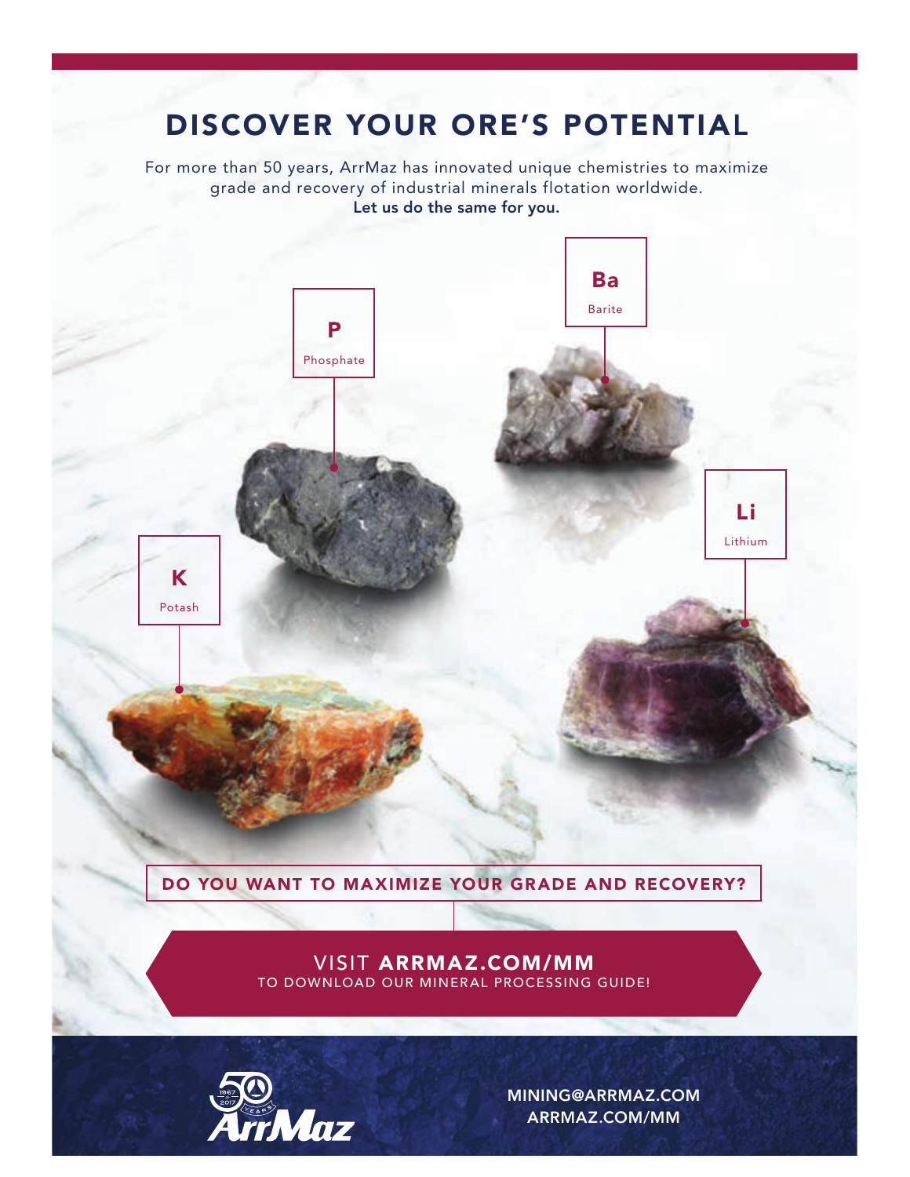# DISCOVER YOUR ORE'S POTENTIAL

For more than 50 years, ArrMaz has innovated unique chemistries to maximize grade and recovery of industrial minerals flotation worldwide.
**Let us do the same for you.**

**P**
Phosphate

**Ba**
Barite

**Li**
Lithium

**K**
Potash

**DO YOU WANT TO MAXIMIZE YOUR GRADE AND RECOVERY?**

VISIT **ARRMAZ.COM/MM**
TO DOWNLOAD OUR MINERAL PROCESSING GUIDE!

1967 – 2017 50 YEARS
ArrMaz

MINING@ARRMAZ.COM
ARRMAZ.COM/MM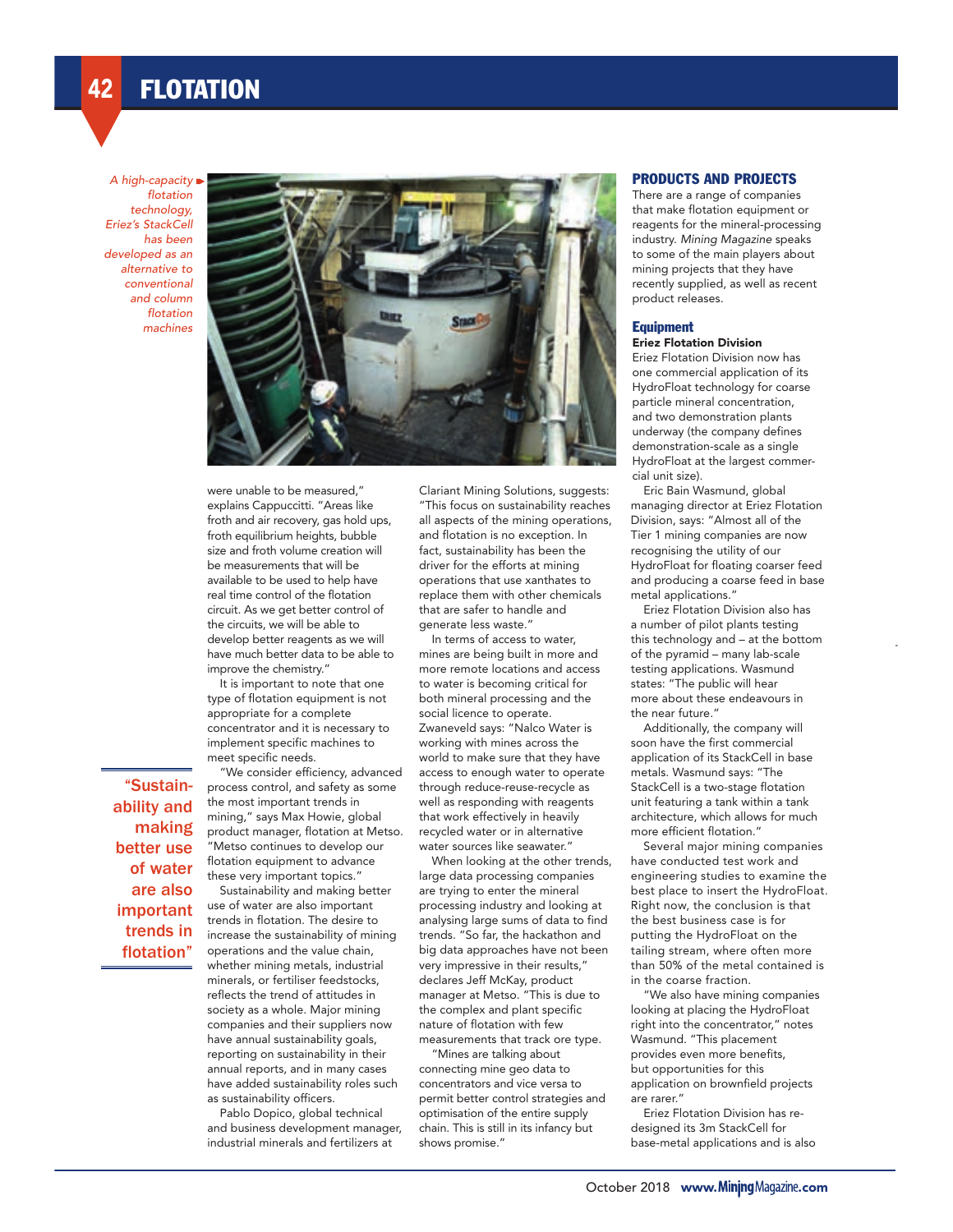A high-capacity flotation technology, Eriez's StackCell has been developed as an alternative to conventional and column flotation machines

were unable to be measured," explains Cappuccitti. "Areas like froth and air recovery, gas hold ups, froth equilibrium heights, bubble size and froth volume creation will be measurements that will be available to be used to help have real time control of the flotation circuit. As we get better control of the circuits, we will be able to develop better reagents as we will have much better data to be able to improve the chemistry."

It is important to note that one type of flotation equipment is not appropriate for a complete concentrator and it is necessary to implement specific machines to meet specific needs.

"We consider efficiency, advanced process control, and safety as some the most important trends in mining," says Max Howie, global product manager, flotation at Metso. "Metso continues to develop our flotation equipment to advance these very important topics."

Sustainability and making better use of water are also important trends in flotation. The desire to increase the sustainability of mining operations and the value chain, whether mining metals, industrial minerals, or fertiliser feedstocks, reflects the trend of attitudes in society as a whole. Major mining companies and their suppliers now have annual sustainability goals, reporting on sustainability in their annual reports, and in many cases have added sustainability roles such as sustainability officers.

> "Sustainability and making better use of water are also important trends in flotation"

Pablo Dopico, global technical and business development manager, industrial minerals and fertilizers at Clariant Mining Solutions, suggests: "This focus on sustainability reaches all aspects of the mining operations, and flotation is no exception. In fact, sustainability has been the driver for the efforts at mining operations that use xanthates to replace them with other chemicals that are safer to handle and generate less waste."

In terms of access to water, mines are being built in more and more remote locations and access to water is becoming critical for both mineral processing and the social licence to operate. Zwaneveld says: "Nalco Water is working with mines across the world to make sure that they have access to enough water to operate through reduce-reuse-recycle as well as responding with reagents that work effectively in heavily recycled water or in alternative water sources like seawater."

When looking at the other trends, large data processing companies are trying to enter the mineral processing industry and looking at analysing large sums of data to find trends. "So far, the hackathon and big data approaches have not been very impressive in their results," declares Jeff McKay, product manager at Metso. "This is due to the complex and plant specific nature of flotation with few measurements that track ore type.

"Mines are talking about connecting mine geo data to concentrators and vice versa to permit better control strategies and optimisation of the entire supply chain. This is still in its infancy but shows promise."

## PRODUCTS AND PROJECTS

There are a range of companies that make flotation equipment or reagents for the mineral-processing industry. *Mining Magazine* speaks to some of the main players about mining projects that they have recently supplied, as well as recent product releases.

### Equipment

**Eriez Flotation Division**

Eriez Flotation Division now has one commercial application of its HydroFloat technology for coarse particle mineral concentration, and two demonstration plants underway (the company defines demonstration-scale as a single HydroFloat at the largest commercial unit size).

Eric Bain Wasmund, global managing director at Eriez Flotation Division, says: "Almost all of the Tier 1 mining companies are now recognising the utility of our HydroFloat for floating coarser feed and producing a coarse feed in base metal applications."

Eriez Flotation Division also has a number of pilot plants testing this technology and – at the bottom of the pyramid – many lab-scale testing applications. Wasmund states: "The public will hear more about these endeavours in the near future."

Additionally, the company will soon have the first commercial application of its StackCell in base metals. Wasmund says: "The StackCell is a two-stage flotation unit featuring a tank within a tank architecture, which allows for much more efficient flotation."

Several major mining companies have conducted test work and engineering studies to examine the best place to insert the HydroFloat. Right now, the conclusion is that the best business case is for putting the HydroFloat on the tailing stream, where often more than 50% of the metal contained is in the coarse fraction.

"We also have mining companies looking at placing the HydroFloat right into the concentrator," notes Wasmund. "This placement provides even more benefits, but opportunities for this application on brownfield projects are rarer."

Eriez Flotation Division has re-designed its 3m StackCell for base-metal applications and is also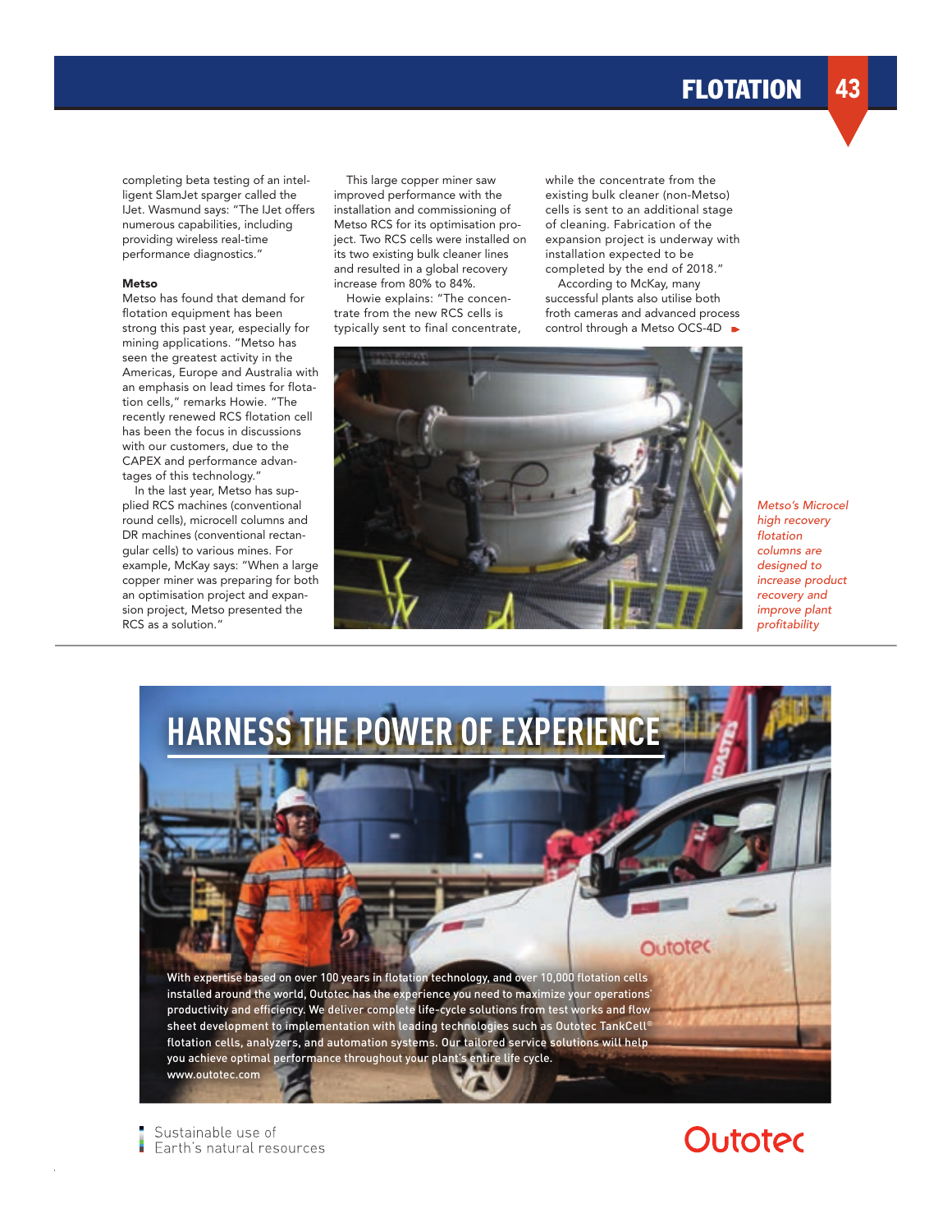completing beta testing of an intelligent SlamJet sparger called the IJet. Wasmund says: "The IJet offers numerous capabilities, including providing wireless real-time performance diagnostics."

**Metso**

Metso has found that demand for flotation equipment has been strong this past year, especially for mining applications. "Metso has seen the greatest activity in the Americas, Europe and Australia with an emphasis on lead times for flotation cells," remarks Howie. "The recently renewed RCS flotation cell has been the focus in discussions with our customers, due to the CAPEX and performance advantages of this technology."

In the last year, Metso has supplied RCS machines (conventional round cells), microcell columns and DR machines (conventional rectangular cells) to various mines. For example, McKay says: "When a large copper miner was preparing for both an optimisation project and expansion project, Metso presented the RCS as a solution."

This large copper miner saw improved performance with the installation and commissioning of Metso RCS for its optimisation project. Two RCS cells were installed on its two existing bulk cleaner lines and resulted in a global recovery increase from 80% to 84%.

Howie explains: "The concentrate from the new RCS cells is typically sent to final concentrate, while the concentrate from the existing bulk cleaner (non-Metso) cells is sent to an additional stage of cleaning. Fabrication of the expansion project is underway with installation expected to be completed by the end of 2018."

According to McKay, many successful plants also utilise both froth cameras and advanced process control through a Metso OCS-4D

*Metso's Microcel high recovery flotation columns are designed to increase product recovery and improve plant profitability*

HARNESS THE POWER OF EXPERIENCE

With expertise based on over 100 years in flotation technology, and over 10,000 flotation cells installed around the world, Outotec has the experience you need to maximize your operations' productivity and efficiency. We deliver complete life-cycle solutions from test works and flow sheet development to implementation with leading technologies such as Outotec TankCell® flotation cells, analyzers, and automation systems. Our tailored service solutions will help you achieve optimal performance throughout your plant's entire life cycle. www.outotec.com

Sustainable use of Earth's natural resources

Outotec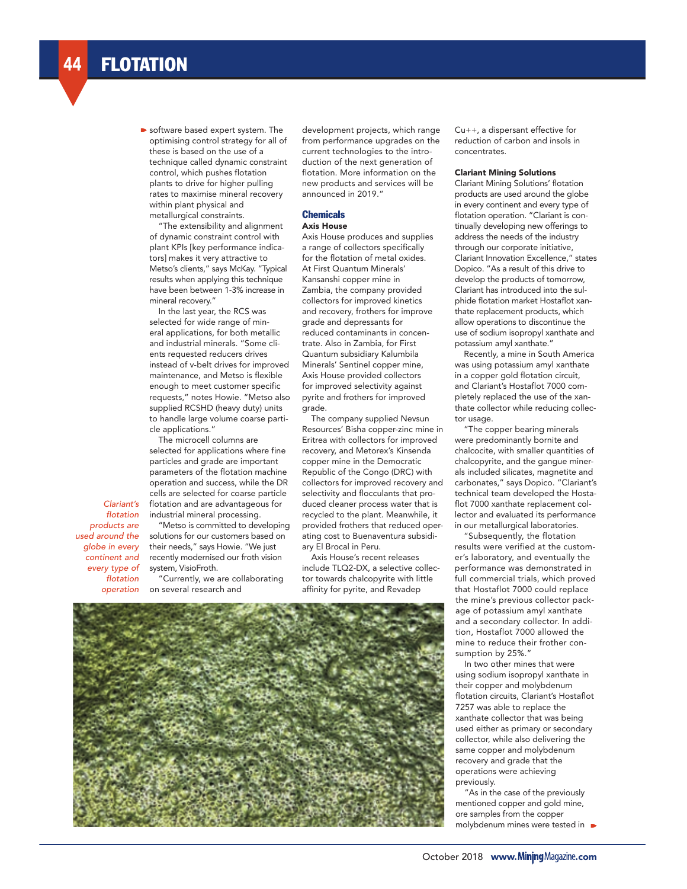software based expert system. The optimising control strategy for all of these is based on the use of a technique called dynamic constraint control, which pushes flotation plants to drive for higher pulling rates to maximise mineral recovery within plant physical and metallurgical constraints.

"The extensibility and alignment of dynamic constraint control with plant KPIs [key performance indicators] makes it very attractive to Metso's clients," says McKay. "Typical results when applying this technique have been between 1-3% increase in mineral recovery."

In the last year, the RCS was selected for wide range of mineral applications, for both metallic and industrial minerals. "Some clients requested reducers drives instead of v-belt drives for improved maintenance, and Metso is flexible enough to meet customer specific requests," notes Howie. "Metso also supplied RCSHD (heavy duty) units to handle large volume coarse particle applications."

The microcell columns are selected for applications where fine particles and grade are important parameters of the flotation machine operation and success, while the DR cells are selected for coarse particle flotation and are advantageous for industrial mineral processing.

"Metso is committed to developing solutions for our customers based on their needs," says Howie. "We just recently modernised our froth vision system, VisioFroth.

"Currently, we are collaborating on several research and development projects, which range from performance upgrades on the current technologies to the introduction of the next generation of flotation. More information on the new products and services will be announced in 2019."

*Clariant's flotation products are used around the globe in every continent and every type of flotation operation*

## Chemicals

### Axis House

Axis House produces and supplies a range of collectors specifically for the flotation of metal oxides. At First Quantum Minerals' Kansanshi copper mine in Zambia, the company provided collectors for improved kinetics and recovery, frothers for improve grade and depressants for reduced contaminants in concentrate. Also in Zambia, for First Quantum subsidiary Kalumbila Minerals' Sentinel copper mine, Axis House provided collectors for improved selectivity against pyrite and frothers for improved grade.

The company supplied Nevsun Resources' Bisha copper-zinc mine in Eritrea with collectors for improved recovery, and Metorex's Kinsenda copper mine in the Democratic Republic of the Congo (DRC) with collectors for improved recovery and selectivity and flocculants that produced cleaner process water that is recycled to the plant. Meanwhile, it provided frothers that reduced operating cost to Buenaventura subsidiary El Brocal in Peru.

Axis House's recent releases include TLQ2-DX, a selective collector towards chalcopyrite with little affinity for pyrite, and Revadep Cu++, a dispersant effective for reduction of carbon and insols in concentrates.

### Clariant Mining Solutions

Clariant Mining Solutions' flotation products are used around the globe in every continent and every type of flotation operation. "Clariant is continually developing new offerings to address the needs of the industry through our corporate initiative, Clariant Innovation Excellence," states Dopico. "As a result of this drive to develop the products of tomorrow, Clariant has introduced into the sulphide flotation market Hostaflot xanthate replacement products, which allow operations to discontinue the use of sodium isopropyl xanthate and potassium amyl xanthate."

Recently, a mine in South America was using potassium amyl xanthate in a copper gold flotation circuit, and Clariant's Hostaflot 7000 completely replaced the use of the xanthate collector while reducing collector usage.

"The copper bearing minerals were predominantly bornite and chalcocite, with smaller quantities of chalcopyrite, and the gangue minerals included silicates, magnetite and carbonates," says Dopico. "Clariant's technical team developed the Hostaflot 7000 xanthate replacement collector and evaluated its performance in our metallurgical laboratories.

"Subsequently, the flotation results were verified at the customer's laboratory, and eventually the performance was demonstrated in full commercial trials, which proved that Hostaflot 7000 could replace the mine's previous collector package of potassium amyl xanthate and a secondary collector. In addition, Hostaflot 7000 allowed the mine to reduce their frother consumption by 25%."

In two other mines that were using sodium isopropyl xanthate in their copper and molybdenum flotation circuits, Clariant's Hostaflot 7257 was able to replace the xanthate collector that was being used either as primary or secondary collector, while also delivering the same copper and molybdenum recovery and grade that the operations were achieving previously.

"As in the case of the previously mentioned copper and gold mine, ore samples from the copper molybdenum mines were tested in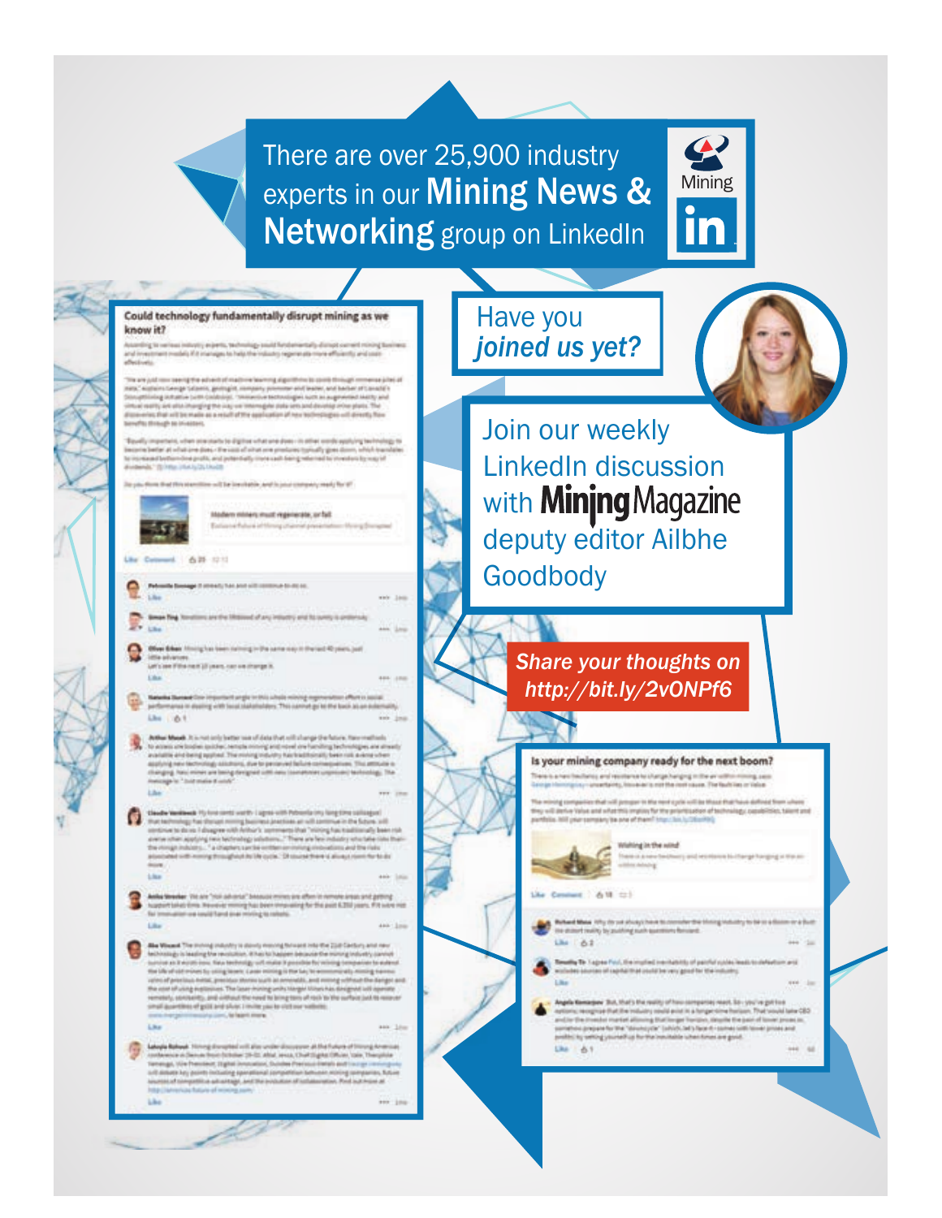There are over 25,900 industry experts in our **Mining News & Networking** group on LinkedIn

Mining

Have you *joined us yet?*

Join our weekly LinkedIn discussion with **Mining** Magazine deputy editor Ailbhe Goodbody

***Share your thoughts on http://bit.ly/2vONPf6***

**Could technology fundamentally disrupt mining as we know it?**

**Is your mining company ready for the next boom?**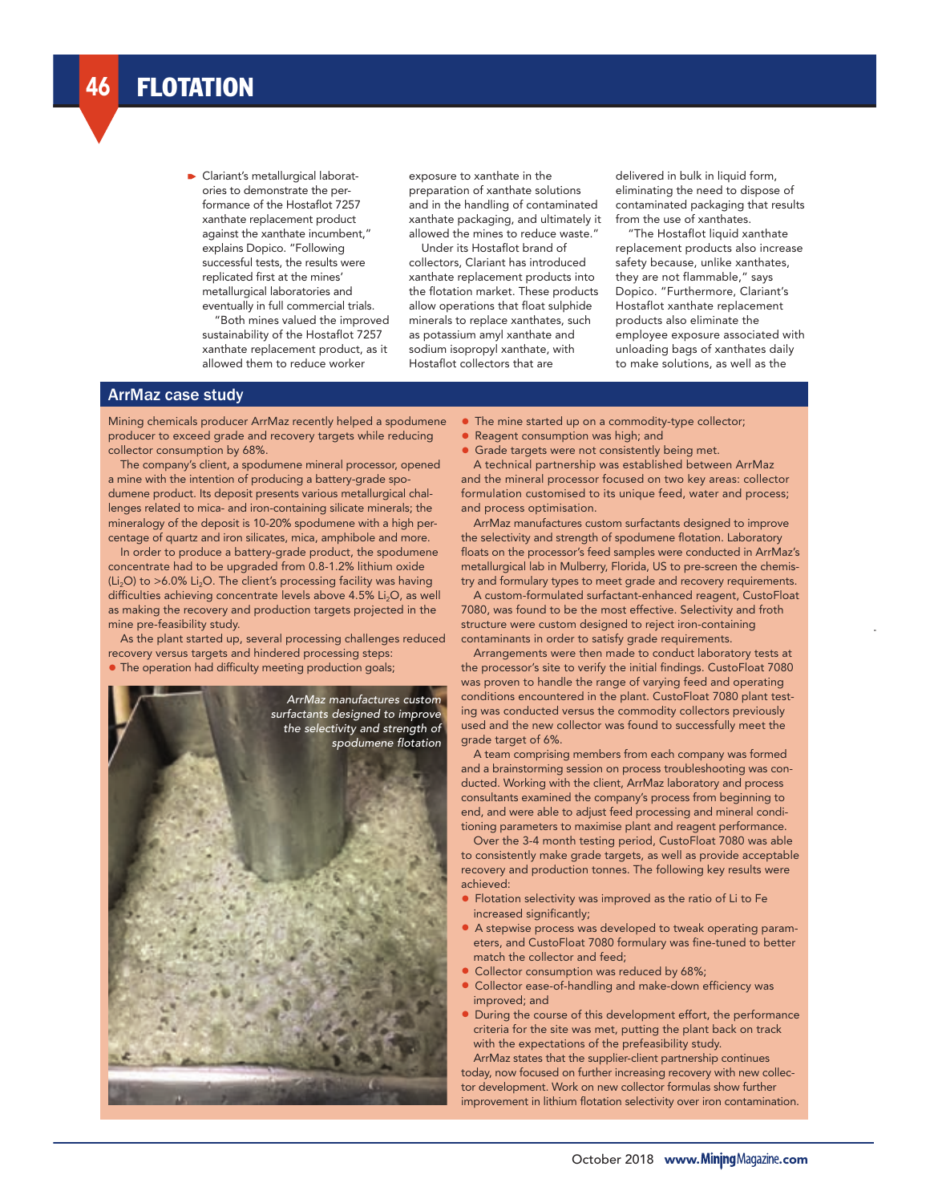Clariant's metallurgical laboratories to demonstrate the performance of the Hostaflot 7257 xanthate replacement product against the xanthate incumbent," explains Dopico. "Following successful tests, the results were replicated first at the mines' metallurgical laboratories and eventually in full commercial trials.

"Both mines valued the improved sustainability of the Hostaflot 7257 xanthate replacement product, as it allowed them to reduce worker exposure to xanthate in the preparation of xanthate solutions and in the handling of contaminated xanthate packaging, and ultimately it allowed the mines to reduce waste."

Under its Hostaflot brand of collectors, Clariant has introduced xanthate replacement products into the flotation market. These products allow operations that float sulphide minerals to replace xanthates, such as potassium amyl xanthate and sodium isopropyl xanthate, with Hostaflot collectors that are delivered in bulk in liquid form, eliminating the need to dispose of contaminated packaging that results from the use of xanthates.

"The Hostaflot liquid xanthate replacement products also increase safety because, unlike xanthates, they are not flammable," says Dopico. "Furthermore, Clariant's Hostaflot xanthate replacement products also eliminate the employee exposure associated with unloading bags of xanthates daily to make solutions, as well as the

## ArrMaz case study

Mining chemicals producer ArrMaz recently helped a spodumene producer to exceed grade and recovery targets while reducing collector consumption by 68%.

The company's client, a spodumene mineral processor, opened a mine with the intention of producing a battery-grade spodumene product. Its deposit presents various metallurgical challenges related to mica- and iron-containing silicate minerals; the mineralogy of the deposit is 10-20% spodumene with a high percentage of quartz and iron silicates, mica, amphibole and more.

In order to produce a battery-grade product, the spodumene concentrate had to be upgraded from 0.8-1.2% lithium oxide ($Li_2O$) to >6.0% $Li_2O$. The client's processing facility was having difficulties achieving concentrate levels above 4.5% $Li_2O$, as well as making the recovery and production targets projected in the mine pre-feasibility study.

As the plant started up, several processing challenges reduced recovery versus targets and hindered processing steps:

- The operation had difficulty meeting production goals;
- The mine started up on a commodity-type collector;
- Reagent consumption was high; and
- Grade targets were not consistently being met.

*ArrMaz manufactures custom surfactants designed to improve the selectivity and strength of spodumene flotation*

A technical partnership was established between ArrMaz and the mineral processor focused on two key areas: collector formulation customised to its unique feed, water and process; and process optimisation.

ArrMaz manufactures custom surfactants designed to improve the selectivity and strength of spodumene flotation. Laboratory floats on the processor's feed samples were conducted in ArrMaz's metallurgical lab in Mulberry, Florida, US to pre-screen the chemistry and formulary types to meet grade and recovery requirements.

A custom-formulated surfactant-enhanced reagent, CustoFloat 7080, was found to be the most effective. Selectivity and froth structure were custom designed to reject iron-containing contaminants in order to satisfy grade requirements.

Arrangements were then made to conduct laboratory tests at the processor's site to verify the initial findings. CustoFloat 7080 was proven to handle the range of varying feed and operating conditions encountered in the plant. CustoFloat 7080 plant testing was conducted versus the commodity collectors previously used and the new collector was found to successfully meet the grade target of 6%.

A team comprising members from each company was formed and a brainstorming session on process troubleshooting was conducted. Working with the client, ArrMaz laboratory and process consultants examined the company's process from beginning to end, and were able to adjust feed processing and mineral conditioning parameters to maximise plant and reagent performance.

Over the 3-4 month testing period, CustoFloat 7080 was able to consistently make grade targets, as well as provide acceptable recovery and production tonnes. The following key results were achieved:

- Flotation selectivity was improved as the ratio of Li to Fe increased significantly;
- A stepwise process was developed to tweak operating parameters, and CustoFloat 7080 formulary was fine-tuned to better match the collector and feed;
- Collector consumption was reduced by 68%;
- Collector ease-of-handling and make-down efficiency was improved; and
- During the course of this development effort, the performance criteria for the site was met, putting the plant back on track with the expectations of the prefeasibility study.

ArrMaz states that the supplier-client partnership continues today, now focused on further increasing recovery with new collector development. Work on new collector formulas show further improvement in lithium flotation selectivity over iron contamination.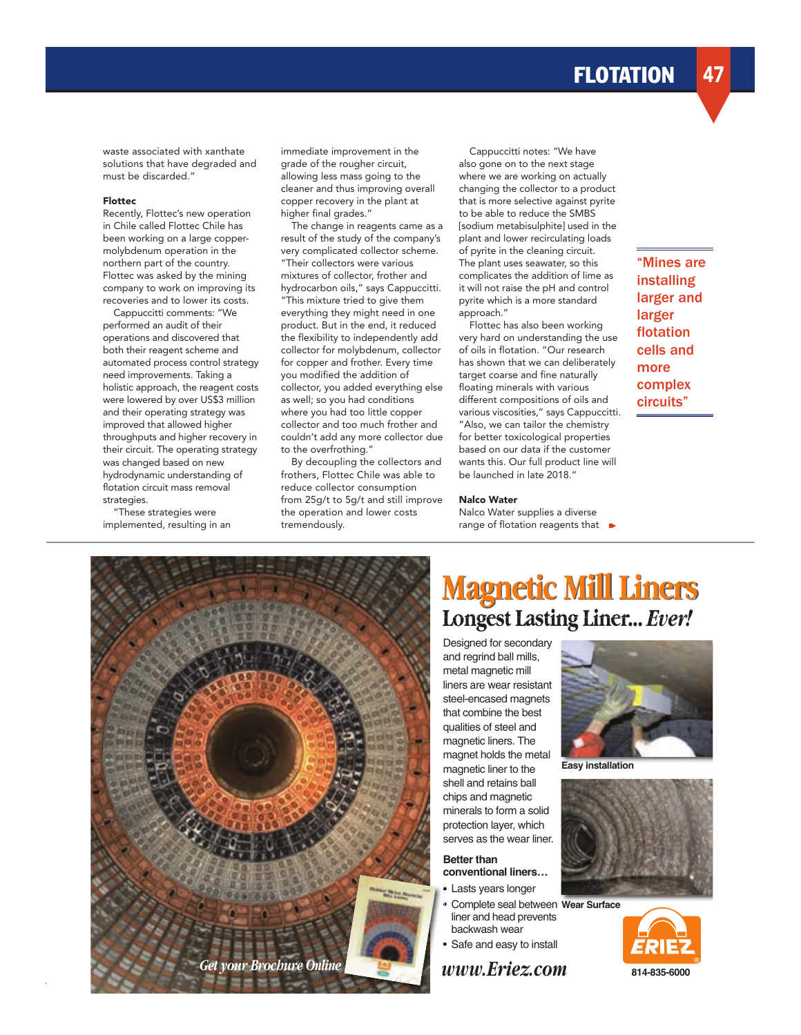waste associated with xanthate solutions that have degraded and must be discarded."

**Flottec**

Recently, Flottec's new operation in Chile called Flottec Chile has been working on a large copper-molybdenum operation in the northern part of the country. Flottec was asked by the mining company to work on improving its recoveries and to lower its costs.

Cappuccitti comments: "We performed an audit of their operations and discovered that both their reagent scheme and automated process control strategy need improvements. Taking a holistic approach, the reagent costs were lowered by over US$3 million and their operating strategy was improved that allowed higher throughputs and higher recovery in their circuit. The operating strategy was changed based on new hydrodynamic understanding of flotation circuit mass removal strategies.

"These strategies were implemented, resulting in an immediate improvement in the grade of the rougher circuit, allowing less mass going to the cleaner and thus improving overall copper recovery in the plant at higher final grades."

The change in reagents came as a result of the study of the company's very complicated collector scheme. "Their collectors were various mixtures of collector, frother and hydrocarbon oils," says Cappuccitti. "This mixture tried to give them everything they might need in one product. But in the end, it reduced the flexibility to independently add collector for molybdenum, collector for copper and frother. Every time you modified the addition of collector, you added everything else as well; so you had conditions where you had too little copper collector and too much frother and couldn't add any more collector due to the overfrothing."

By decoupling the collectors and frothers, Flottec Chile was able to reduce collector consumption from 25g/t to 5g/t and still improve the operation and lower costs tremendously.

Cappuccitti notes: "We have also gone on to the next stage where we are working on actually changing the collector to a product that is more selective against pyrite to be able to reduce the SMBS [sodium metabisulphite] used in the plant and lower recirculating loads of pyrite in the cleaning circuit. The plant uses seawater, so this complicates the addition of lime as it will not raise the pH and control pyrite which is a more standard approach."

Flottec has also been working very hard on understanding the use of oils in flotation. "Our research has shown that we can deliberately target coarse and fine naturally floating minerals with various different compositions of oils and various viscosities," says Cappuccitti. "Also, we can tailor the chemistry for better toxicological properties based on our data if the customer wants this. Our full product line will be launched in late 2018."

> "Mines are installing larger and larger flotation cells and more complex circuits"

**Nalco Water**

Nalco Water supplies a diverse range of flotation reagents that

---

# Magnetic Mill Liners

## Longest Lasting Liner... *Ever!*

Designed for secondary and regrind ball mills, metal magnetic mill liners are wear resistant steel-encased magnets that combine the best qualities of steel and magnetic liners. The magnet holds the metal magnetic liner to the shell and retains ball chips and magnetic minerals to form a solid protection layer, which serves as the wear liner.

Easy installation

Wear Surface

**Better than conventional liners…**

- Lasts years longer
- Complete seal between liner and head prevents backwash wear
- Safe and easy to install

*Get your Brochure Online*

*www.Eriez.com*

ERIEZ

814-835-6000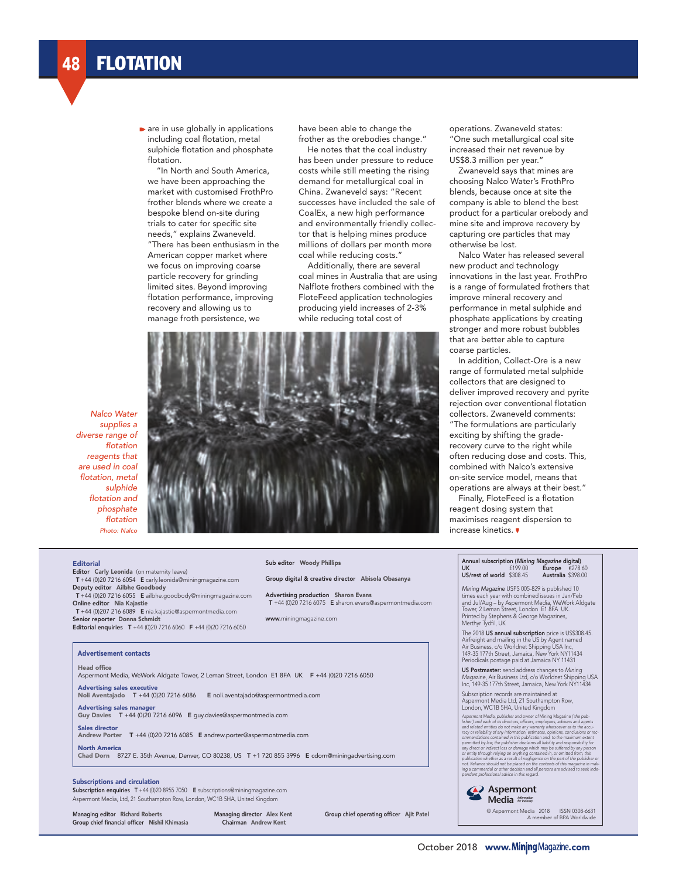are in use globally in applications including coal flotation, metal sulphide flotation and phosphate flotation.

"In North and South America, we have been approaching the market with customised FrothPro frother blends where we create a bespoke blend on-site during trials to cater for specific site needs," explains Zwaneveld. "There has been enthusiasm in the American copper market where we focus on improving coarse particle recovery for grinding limited sites. Beyond improving flotation performance, improving recovery and allowing us to manage froth persistence, we have been able to change the frother as the orebodies change."

He notes that the coal industry has been under pressure to reduce costs while still meeting the rising demand for metallurgical coal in China. Zwaneveld says: "Recent successes have included the sale of CoalEx, a new high performance and environmentally friendly collector that is helping mines produce millions of dollars per month more coal while reducing costs."

Additionally, there are several coal mines in Australia that are using Nalflote frothers combined with the FloteFeed application technologies producing yield increases of 2-3% while reducing total cost of operations. Zwaneveld states: "One such metallurgical coal site increased their net revenue by US$8.3 million per year."

Zwaneveld says that mines are choosing Nalco Water's FrothPro blends, because once at site the company is able to blend the best product for a particular orebody and mine site and improve recovery by capturing ore particles that may otherwise be lost.

Nalco Water has released several new product and technology innovations in the last year. FrothPro is a range of formulated frothers that improve mineral recovery and performance in metal sulphide and phosphate applications by creating stronger and more robust bubbles that are better able to capture coarse particles.

In addition, Collect-Ore is a new range of formulated metal sulphide collectors that are designed to deliver improved recovery and pyrite rejection over conventional flotation collectors. Zwaneveld comments: "The formulations are particularly exciting by shifting the grade-recovery curve to the right while often reducing dose and costs. This, combined with Nalco's extensive on-site service model, means that operations are always at their best."

Finally, FloteFeed is a flotation reagent dosing system that maximises reagent dispersion to increase kinetics.

*Nalco Water supplies a diverse range of flotation reagents that are used in coal flotation, metal sulphide flotation and phosphate flotation*
*Photo: Nalco*

**Editorial**
**Editor** Carly Leonida (on maternity leave)
T +44 (0)20 7216 6054 E carly.leonida@miningmagazine.com
**Deputy editor** Ailbhe Goodbody
T +44 (0)20 7216 6055 E ailbhe.goodbody@miningmagazine.com
**Online editor** Nia Kajastie
T +44 (0)207 216 6089 E nia.kajastie@aspermontmedia.com
**Senior reporter** Donna Schmidt
**Editorial enquiries** T +44 (0)20 7216 6060 F +44 (0)20 7216 6050

**Sub editor** Woody Phillips

**Group digital & creative director** Abisola Obasanya

**Advertising production** Sharon Evans
T +44 (0)20 7216 6075 E sharon.evans@aspermontmedia.com

www.miningmagazine.com

**Advertisement contacts**

**Head office**
Aspermont Media, WeWork Aldgate Tower, 2 Leman Street, London E1 8FA UK F +44 (0)20 7216 6050

**Advertising sales executive**
**Noli Aventajado** T +44 (0)20 7216 6086 E noli.aventajado@aspermontmedia.com

**Advertising sales manager**
**Guy Davies** T +44 (0)20 7216 6096 E guy.davies@aspermontmedia.com

**Sales director**
**Andrew Porter** T +44 (0)20 7216 6085 E andrew.porter@aspermontmedia.com

**North America**
**Chad Dorn** 8727 E. 35th Avenue, Denver, CO 80238, US T +1 720 855 3996 E cdorn@miningadvertising.com

**Subscriptions and circulation**
**Subscription enquiries** T +44 (0)20 8955 7050 E subscriptions@miningmagazine.com
Aspermont Media, Ltd, 21 Southampton Row, London, WC1B 5HA, United Kingdom

**Managing editor** Richard Roberts
**Group chief financial officer** Nishil Khimasia
**Managing director** Alex Kent
**Chairman** Andrew Kent
**Group chief operating officer** Ajit Patel

**Annual subscription (*Mining Magazine* digital)**

| | | | |
|---|---|---|---|
| **UK** | £199.00 | **Europe** | €278.60 |
| **US/rest of world** | $308.45 | **Australia** | $398.00 |

*Mining Magazine* USPS 005-829 is published 10 times each year with combined issues in Jan/Feb and Jul/Aug – by Aspermont Media, WeWork Aldgate Tower, 2 Leman Street, London E1 8FA UK. Printed by Stephens & George Magazines, Merthyr Tydfil, UK

The 2018 **US annual subscription** price is US$308.45. Airfreight and mailing in the US by Agent named Air Business, c/o Worldnet Shipping USA Inc, 149-35 177th Street, Jamaica, New York NY11434 Periodicals postage paid at Jamaica NY 11431

**US Postmaster:** send address changes to *Mining Magazine*, Air Business Ltd, c/o Worldnet Shipping USA Inc, 149-35 177th Street, Jamaica, New York NY11434

Subscription records are maintained at Aspermont Media Ltd, 21 Southampton Row, London, WC1B 5HA, United Kingdom

*Aspermont Media, publisher and owner of Mining Magazine ('the publisher') and each of its directors, officers, employees, advisers and agents and related entities do not make any warranty whatsoever as to the accuracy or reliability of any information, estimates, opinions, conclusions or recommendations contained in this publication and, to the maximum extent permitted by law, the publisher disclaims all liability and responsibility for any direct or indirect loss or damage which may be suffered by any person or entity through relying on anything contained in, or omitted from, this publication whether as a result of negligence on the part of the publisher or not. Reliance should not be placed on the contents of this magazine in making a commercial or other decision and all persons are advised to seek independent professional advice in this regard.*

Aspermont Media *Information for industry*

© Aspermont Media 2018 ISSN 0308-6631
A member of BPA Worldwide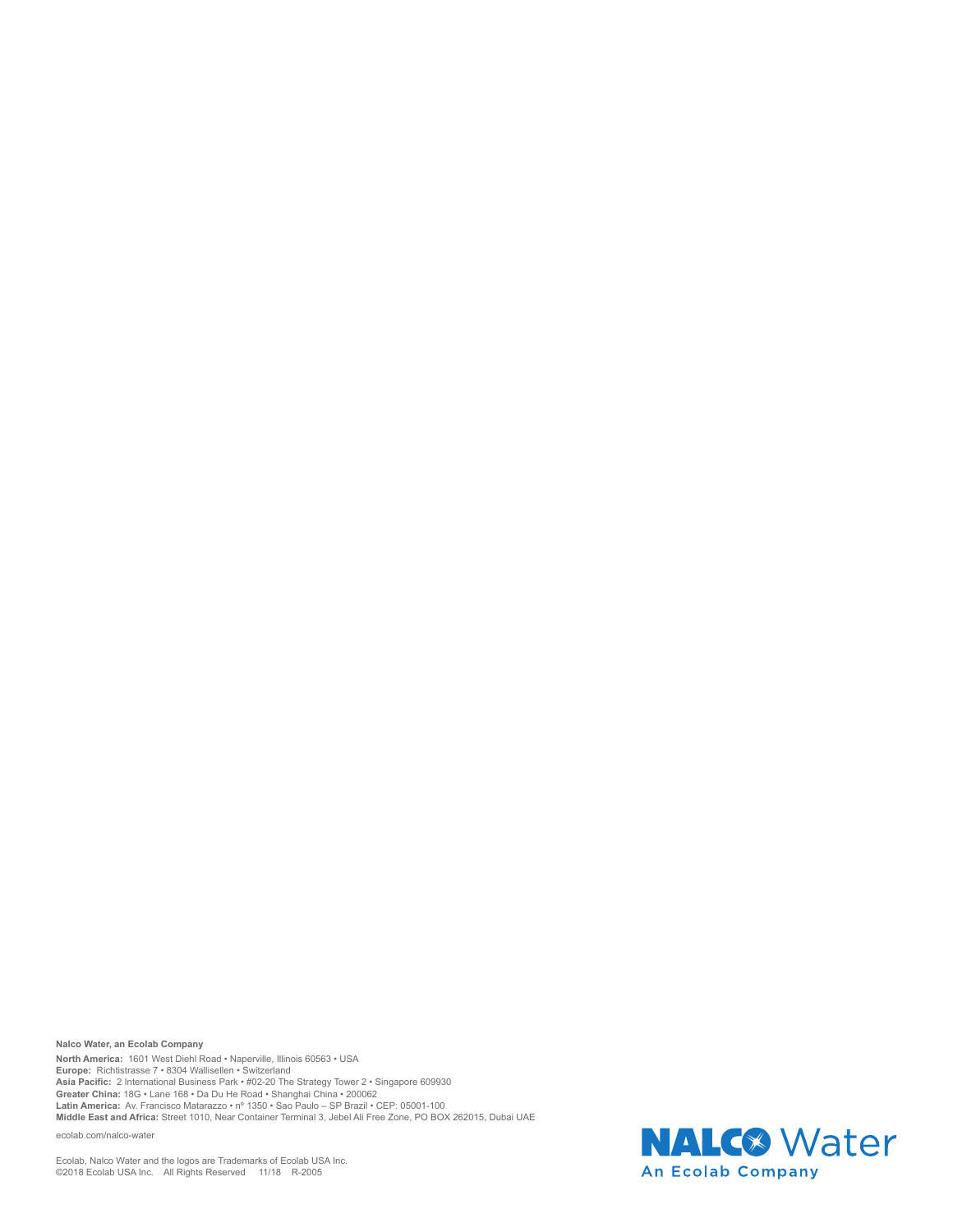**Nalco Water, an Ecolab Company**

**North America:** 1601 West Diehl Road • Naperville, Illinois 60563 • USA
**Europe:** Richtistrasse 7 • 8304 Wallisellen • Switzerland
**Asia Pacific:** 2 International Business Park • #02-20 The Strategy Tower 2 • Singapore 609930
**Greater China:** 18G • Lane 168 • Da Du He Road • Shanghai China • 200062
**Latin America:** Av. Francisco Matarazzo • nº 1350 • Sao Paulo – SP Brazil • CEP: 05001-100
**Middle East and Africa:** Street 1010, Near Container Terminal 3, Jebel Ali Free Zone, PO BOX 262015, Dubai UAE

ecolab.com/nalco-water

Ecolab, Nalco Water and the logos are Trademarks of Ecolab USA Inc.
©2018 Ecolab USA Inc. All Rights Reserved 11/18 R-2005

NALCO Water
An Ecolab Company